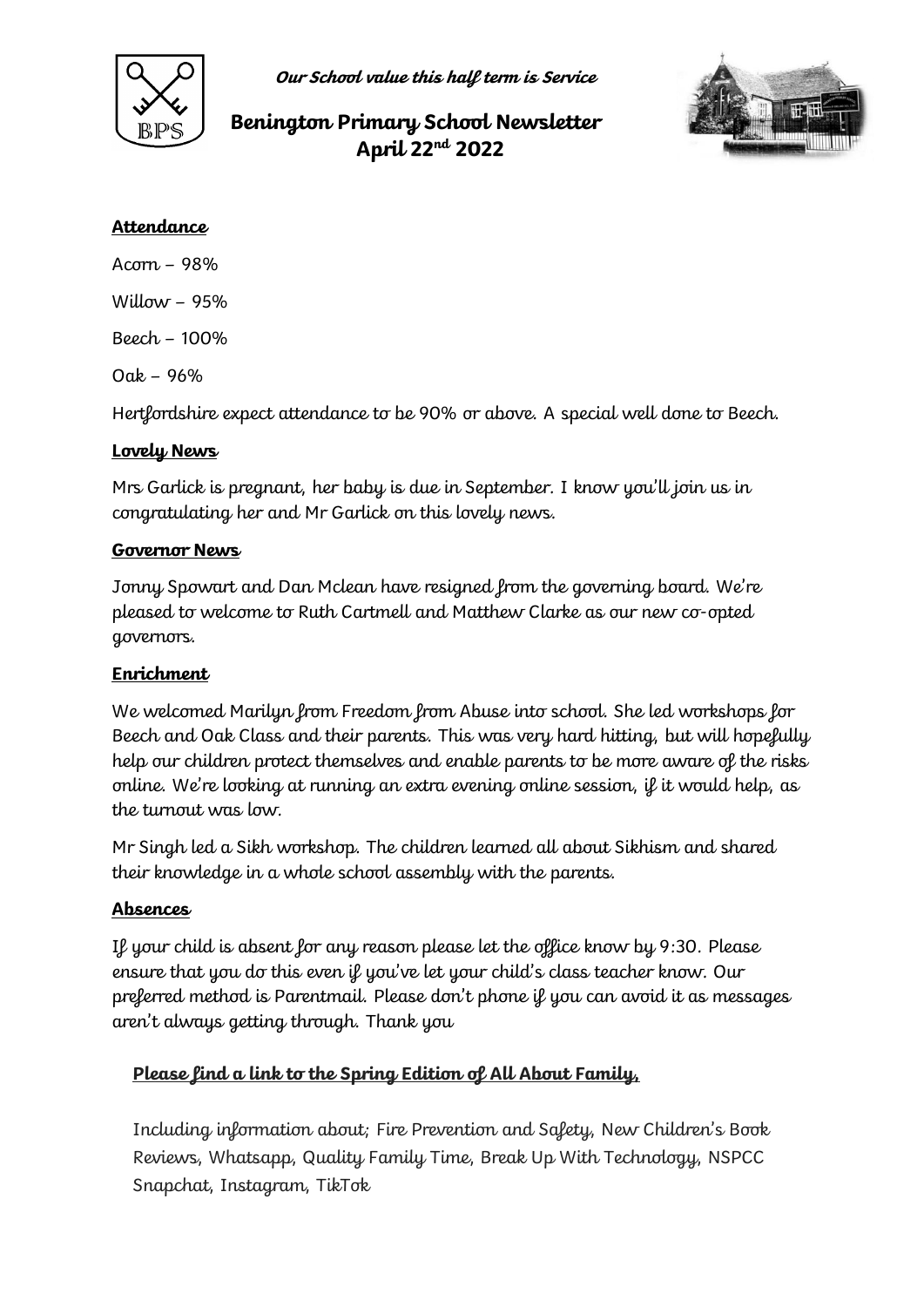*Our School value this half term is Service*

# Benington Primary School Newsletter
# April 22nd 2022

**Attendance**

Acorn – 98%

Willow – 95%

Beech – 100%

Oak – 96%

Hertfordshire expect attendance to be 90% or above. A special well done to Beech.

**Lovely News**

Mrs Garlick is pregnant, her baby is due in September. I know you'll join us in congratulating her and Mr Garlick on this lovely news.

**Governor News**

Jonny Spowart and Dan Mclean have resigned from the governing board. We're pleased to welcome to Ruth Cartmell and Matthew Clarke as our new co-opted governors.

**Enrichment**

We welcomed Marilyn from Freedom from Abuse into school. She led workshops for Beech and Oak Class and their parents. This was very hard hitting, but will hopefully help our children protect themselves and enable parents to be more aware of the risks online. We're looking at running an extra evening online session, if it would help, as the turnout was low.

Mr Singh led a Sikh workshop. The children learned all about Sikhism and shared their knowledge in a whole school assembly with the parents.

**Absences**

If your child is absent for any reason please let the office know by 9:30. Please ensure that you do this even if you've let your child's class teacher know. Our preferred method is Parentmail. Please don't phone if you can avoid it as messages aren't always getting through. Thank you

**Please find a link to the Spring Edition of All About Family,**

Including information about; Fire Prevention and Safety, New Children's Book Reviews, Whatsapp, Quality Family Time, Break Up With Technology, NSPCC Snapchat, Instagram, TikTok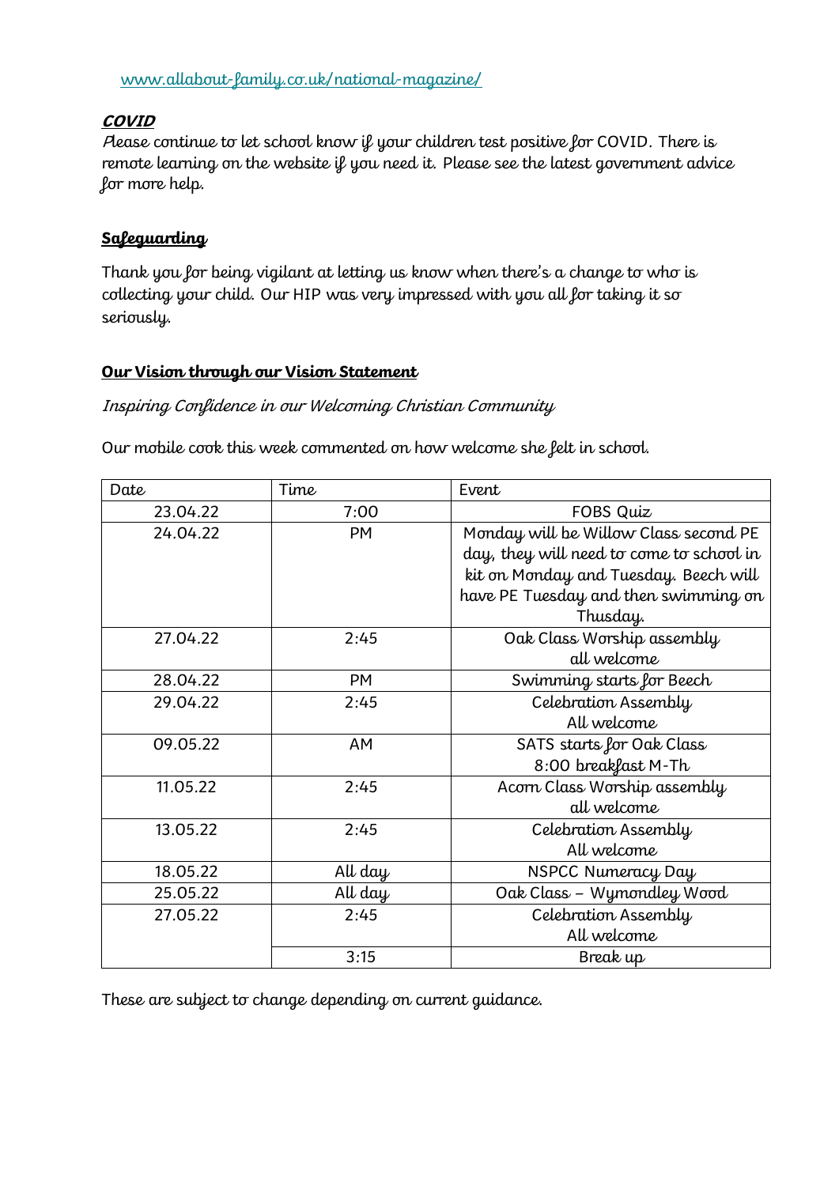[www.allabout-family.co.uk/national-magazine/](www.allabout-family.co.uk/national-magazine/)

## ***COVID***

Please continue to let school know if your children test positive for COVID. There is remote learning on the website if you need it. Please see the latest government advice for more help.

## **Safeguarding**

Thank you for being vigilant at letting us know when there's a change to who is collecting your child. Our HIP was very impressed with you all for taking it so seriously.

## **Our Vision through our Vision Statement**

*Inspiring Confidence in our Welcoming Christian Community*

Our mobile cook this week commented on how welcome she felt in school.

| Date | Time | Event |
| --- | --- | --- |
| 23.04.22 | 7:00 | FOBS Quiz |
| 24.04.22 | PM | Monday will be Willow Class second PE day, they will need to come to school in kit on Monday and Tuesday. Beech will have PE Tuesday and then swimming on Thusday. |
| 27.04.22 | 2:45 | Oak Class Worship assembly all welcome |
| 28.04.22 | PM | Swimming starts for Beech |
| 29.04.22 | 2:45 | Celebration Assembly All welcome |
| 09.05.22 | AM | SATS starts for Oak Class 8:00 breakfast M-Th |
| 11.05.22 | 2:45 | Acorn Class Worship assembly all welcome |
| 13.05.22 | 2:45 | Celebration Assembly All welcome |
| 18.05.22 | All day | NSPCC Numeracy Day |
| 25.05.22 | All day | Oak Class – Wymondley Wood |
| 27.05.22 | 2:45 | Celebration Assembly All welcome |
| | 3:15 | Break up |

These are subject to change depending on current guidance.